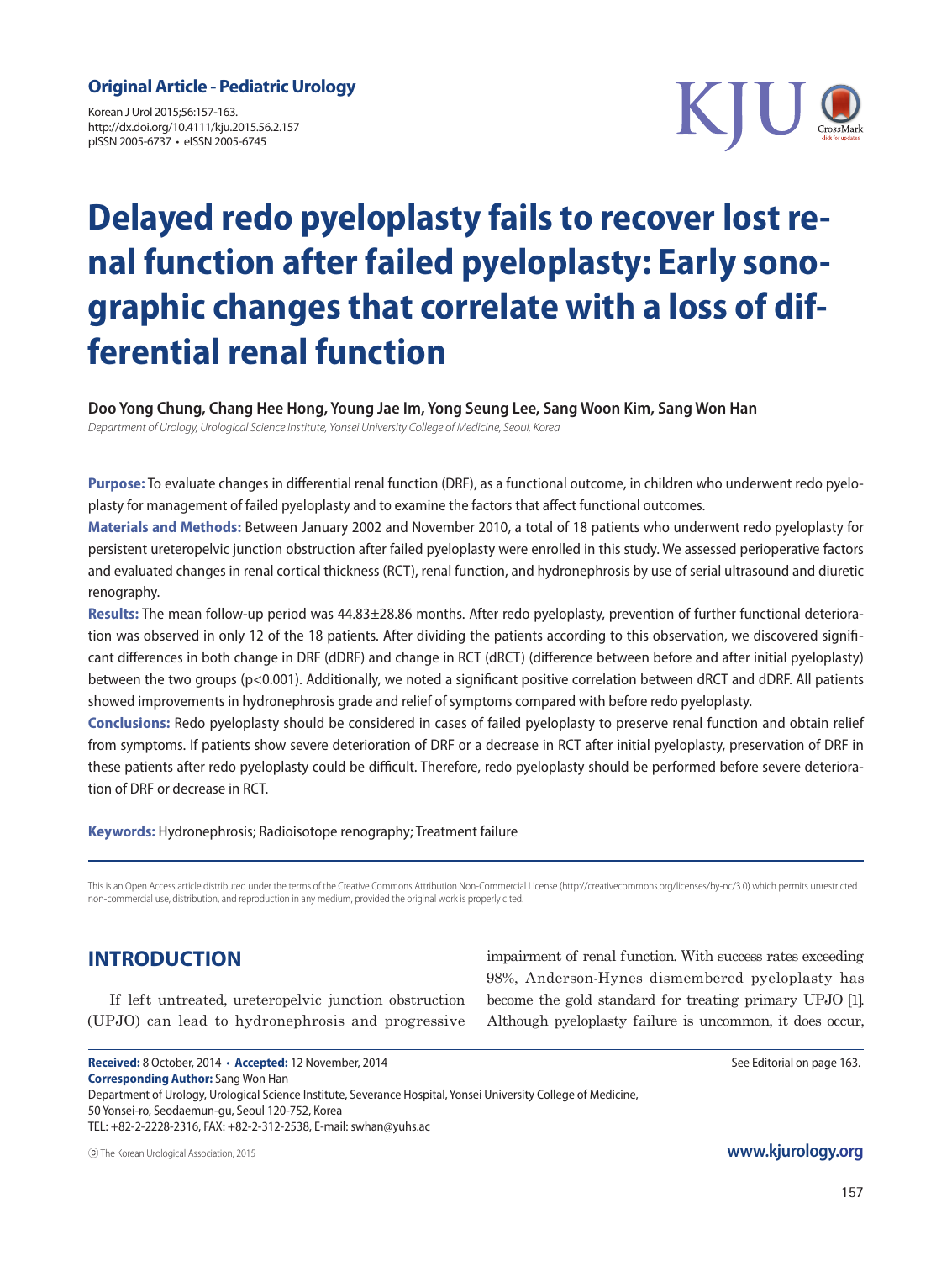**Original Article - Pediatric Urology**

Korean J Urol 2015;56:157-163.
http://dx.doi.org/10.4111/kju.2015.56.2.157
pISSN 2005-6737 • eISSN 2005-6745

# Delayed redo pyeloplasty fails to recover lost renal function after failed pyeloplasty: Early sonographic changes that correlate with a loss of differential renal function

**Doo Yong Chung, Chang Hee Hong, Young Jae Im, Yong Seung Lee, Sang Woon Kim, Sang Won Han**

*Department of Urology, Urological Science Institute, Yonsei University College of Medicine, Seoul, Korea*

**Purpose:** To evaluate changes in differential renal function (DRF), as a functional outcome, in children who underwent redo pyeloplasty for management of failed pyeloplasty and to examine the factors that affect functional outcomes.

**Materials and Methods:** Between January 2002 and November 2010, a total of 18 patients who underwent redo pyeloplasty for persistent ureteropelvic junction obstruction after failed pyeloplasty were enrolled in this study. We assessed perioperative factors and evaluated changes in renal cortical thickness (RCT), renal function, and hydronephrosis by use of serial ultrasound and diuretic renography.

**Results:** The mean follow-up period was 44.83±28.86 months. After redo pyeloplasty, prevention of further functional deterioration was observed in only 12 of the 18 patients. After dividing the patients according to this observation, we discovered significant differences in both change in DRF (dDRF) and change in RCT (dRCT) (difference between before and after initial pyeloplasty) between the two groups ($p<0.001$). Additionally, we noted a significant positive correlation between dRCT and dDRF. All patients showed improvements in hydronephrosis grade and relief of symptoms compared with before redo pyeloplasty.

**Conclusions:** Redo pyeloplasty should be considered in cases of failed pyeloplasty to preserve renal function and obtain relief from symptoms. If patients show severe deterioration of DRF or a decrease in RCT after initial pyeloplasty, preservation of DRF in these patients after redo pyeloplasty could be difficult. Therefore, redo pyeloplasty should be performed before severe deterioration of DRF or decrease in RCT.

**Keywords:** Hydronephrosis; Radioisotope renography; Treatment failure

This is an Open Access article distributed under the terms of the Creative Commons Attribution Non-Commercial License (http://creativecommons.org/licenses/by-nc/3.0) which permits unrestricted non-commercial use, distribution, and reproduction in any medium, provided the original work is properly cited.

## INTRODUCTION

If left untreated, ureteropelvic junction obstruction (UPJO) can lead to hydronephrosis and progressive impairment of renal function. With success rates exceeding 98%, Anderson-Hynes dismembered pyeloplasty has become the gold standard for treating primary UPJO [1]. Although pyeloplasty failure is uncommon, it does occur,

**Received:** 8 October, 2014 • **Accepted:** 12 November, 2014
**Corresponding Author:** Sang Won Han
Department of Urology, Urological Science Institute, Severance Hospital, Yonsei University College of Medicine, 50 Yonsei-ro, Seodaemun-gu, Seoul 120-752, Korea
TEL: +82-2-2228-2316, FAX: +82-2-312-2538, E-mail: swhan@yuhs.ac

See Editorial on page 163.

ⓒ The Korean Urological Association, 2015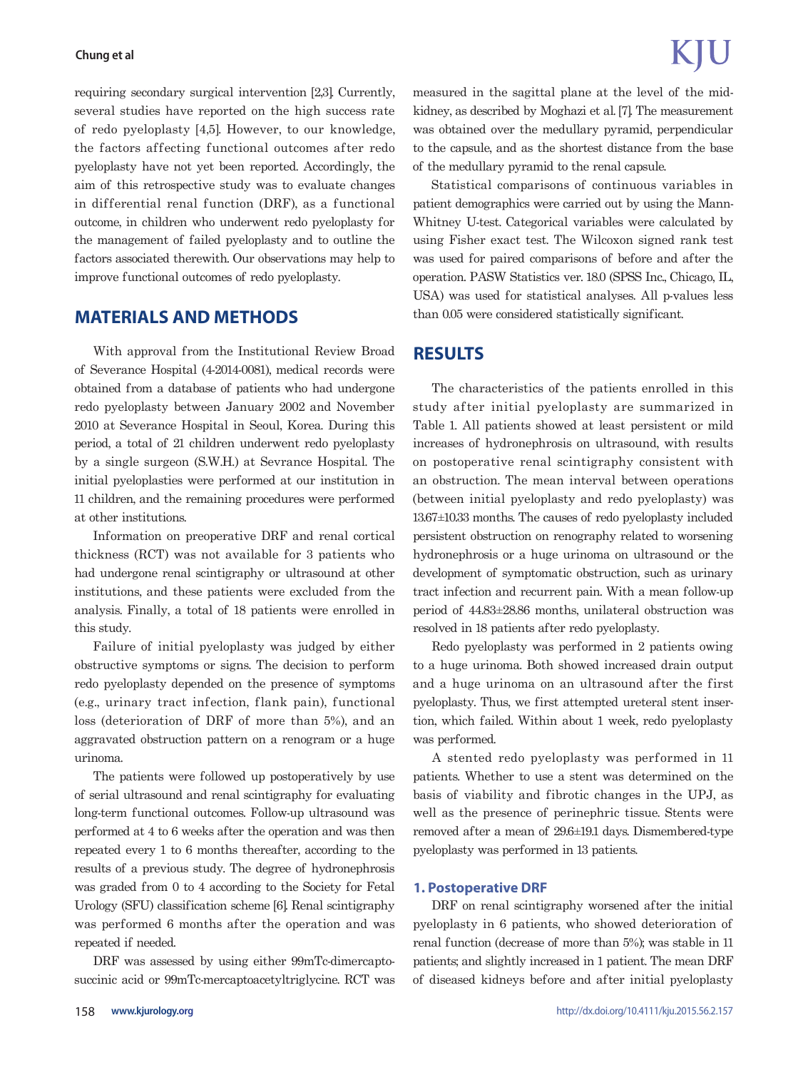requiring secondary surgical intervention [2,3]. Currently, several studies have reported on the high success rate of redo pyeloplasty [4,5]. However, to our knowledge, the factors affecting functional outcomes after redo pyeloplasty have not yet been reported. Accordingly, the aim of this retrospective study was to evaluate changes in differential renal function (DRF), as a functional outcome, in children who underwent redo pyeloplasty for the management of failed pyeloplasty and to outline the factors associated therewith. Our observations may help to improve functional outcomes of redo pyeloplasty.

## MATERIALS AND METHODS

With approval from the Institutional Review Broad of Severance Hospital (4-2014-0081), medical records were obtained from a database of patients who had undergone redo pyeloplasty between January 2002 and November 2010 at Severance Hospital in Seoul, Korea. During this period, a total of 21 children underwent redo pyeloplasty by a single surgeon (S.W.H.) at Sevrance Hospital. The initial pyeloplasties were performed at our institution in 11 children, and the remaining procedures were performed at other institutions.

Information on preoperative DRF and renal cortical thickness (RCT) was not available for 3 patients who had undergone renal scintigraphy or ultrasound at other institutions, and these patients were excluded from the analysis. Finally, a total of 18 patients were enrolled in this study.

Failure of initial pyeloplasty was judged by either obstructive symptoms or signs. The decision to perform redo pyeloplasty depended on the presence of symptoms (e.g., urinary tract infection, flank pain), functional loss (deterioration of DRF of more than 5%), and an aggravated obstruction pattern on a renogram or a huge urinoma.

The patients were followed up postoperatively by use of serial ultrasound and renal scintigraphy for evaluating long-term functional outcomes. Follow-up ultrasound was performed at 4 to 6 weeks after the operation and was then repeated every 1 to 6 months thereafter, according to the results of a previous study. The degree of hydronephrosis was graded from 0 to 4 according to the Society for Fetal Urology (SFU) classification scheme [6]. Renal scintigraphy was performed 6 months after the operation and was repeated if needed.

DRF was assessed by using either 99mTc-dimercaptosuccinic acid or 99mTc-mercaptoacetyltriglycine. RCT was measured in the sagittal plane at the level of the mid-kidney, as described by Moghazi et al. [7]. The measurement was obtained over the medullary pyramid, perpendicular to the capsule, and as the shortest distance from the base of the medullary pyramid to the renal capsule.

Statistical comparisons of continuous variables in patient demographics were carried out by using the Mann-Whitney U-test. Categorical variables were calculated by using Fisher exact test. The Wilcoxon signed rank test was used for paired comparisons of before and after the operation. PASW Statistics ver. 18.0 (SPSS Inc., Chicago, IL, USA) was used for statistical analyses. All p-values less than 0.05 were considered statistically significant.

## RESULTS

The characteristics of the patients enrolled in this study after initial pyeloplasty are summarized in Table 1. All patients showed at least persistent or mild increases of hydronephrosis on ultrasound, with results on postoperative renal scintigraphy consistent with an obstruction. The mean interval between operations (between initial pyeloplasty and redo pyeloplasty) was 13.67±10.33 months. The causes of redo pyeloplasty included persistent obstruction on renography related to worsening hydronephrosis or a huge urinoma on ultrasound or the development of symptomatic obstruction, such as urinary tract infection and recurrent pain. With a mean follow-up period of 44.83±28.86 months, unilateral obstruction was resolved in 18 patients after redo pyeloplasty.

Redo pyeloplasty was performed in 2 patients owing to a huge urinoma. Both showed increased drain output and a huge urinoma on an ultrasound after the first pyeloplasty. Thus, we first attempted ureteral stent insertion, which failed. Within about 1 week, redo pyeloplasty was performed.

A stented redo pyeloplasty was performed in 11 patients. Whether to use a stent was determined on the basis of viability and fibrotic changes in the UPJ, as well as the presence of perinephric tissue. Stents were removed after a mean of 29.6±19.1 days. Dismembered-type pyeloplasty was performed in 13 patients.

### 1. Postoperative DRF

DRF on renal scintigraphy worsened after the initial pyeloplasty in 6 patients, who showed deterioration of renal function (decrease of more than 5%); was stable in 11 patients; and slightly increased in 1 patient. The mean DRF of diseased kidneys before and after initial pyeloplasty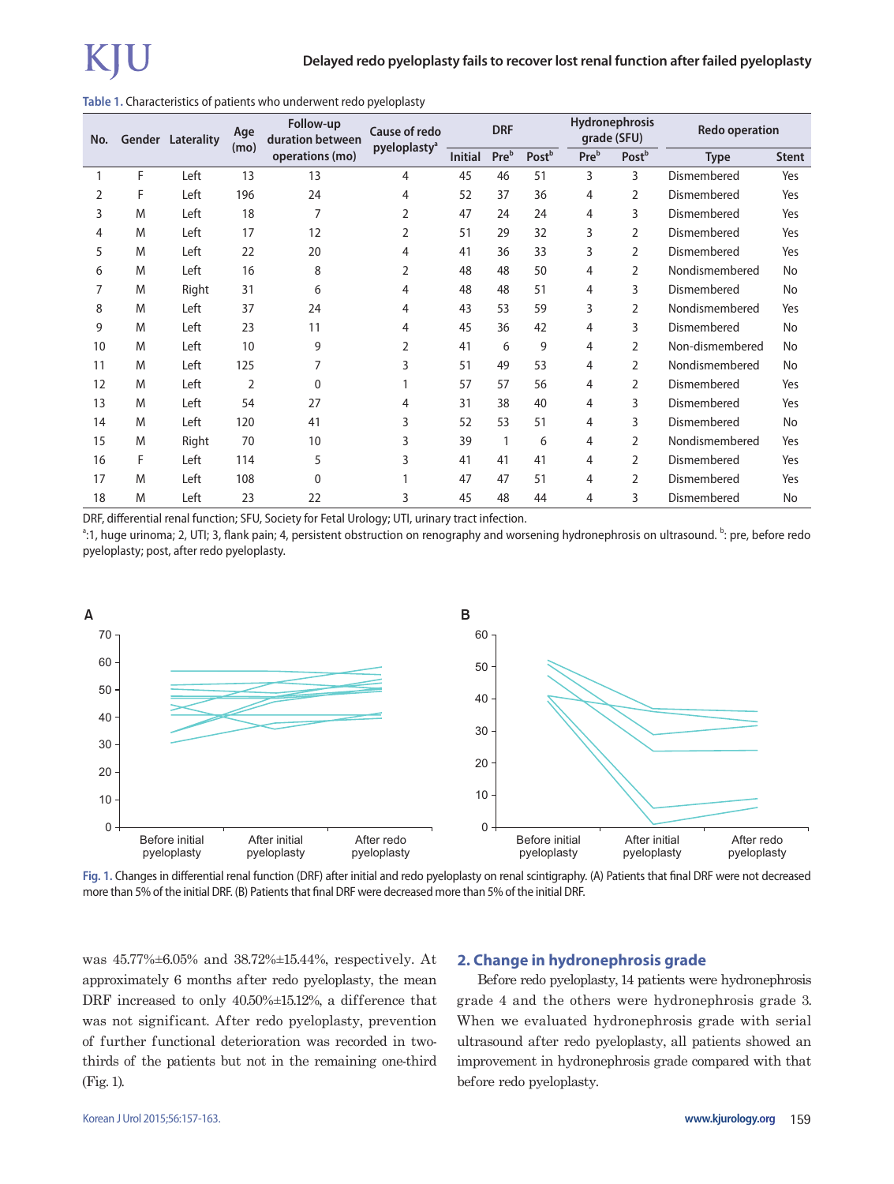**Table 1.** Characteristics of patients who underwent redo pyeloplasty

| No. | Gender | Laterality | Age (mo) | Follow-up duration between operations (mo) | Cause of redo pyeloplasty[a] | DRF | | | Hydronephrosis grade (SFU) | | Redo operation | |
|---|---|---|---|---|---|---|---|---|---|---|---|---|
| | | | | | | Initial | Pre[b] | Post[b] | Pre[b] | Post[b] | Type | Stent |
| 1 | F | Left | 13 | 13 | 4 | 45 | 46 | 51 | 3 | 3 | Dismembered | Yes |
| 2 | F | Left | 196 | 24 | 4 | 52 | 37 | 36 | 4 | 2 | Dismembered | Yes |
| 3 | M | Left | 18 | 7 | 2 | 47 | 24 | 24 | 4 | 3 | Dismembered | Yes |
| 4 | M | Left | 17 | 12 | 2 | 51 | 29 | 32 | 3 | 2 | Dismembered | Yes |
| 5 | M | Left | 22 | 20 | 4 | 41 | 36 | 33 | 3 | 2 | Dismembered | Yes |
| 6 | M | Left | 16 | 8 | 2 | 48 | 48 | 50 | 4 | 2 | Nondismembered | No |
| 7 | M | Right | 31 | 6 | 4 | 48 | 48 | 51 | 4 | 3 | Dismembered | No |
| 8 | M | Left | 37 | 24 | 4 | 43 | 53 | 59 | 3 | 2 | Nondismembered | Yes |
| 9 | M | Left | 23 | 11 | 4 | 45 | 36 | 42 | 4 | 3 | Dismembered | No |
| 10 | M | Left | 10 | 9 | 2 | 41 | 6 | 9 | 4 | 2 | Non-dismembered | No |
| 11 | M | Left | 125 | 7 | 3 | 51 | 49 | 53 | 4 | 2 | Nondismembered | No |
| 12 | M | Left | 2 | 0 | 1 | 57 | 57 | 56 | 4 | 2 | Dismembered | Yes |
| 13 | M | Left | 54 | 27 | 4 | 31 | 38 | 40 | 4 | 3 | Dismembered | Yes |
| 14 | M | Left | 120 | 41 | 3 | 52 | 53 | 51 | 4 | 3 | Dismembered | No |
| 15 | M | Right | 70 | 10 | 3 | 39 | 1 | 6 | 4 | 2 | Nondismembered | Yes |
| 16 | F | Left | 114 | 5 | 3 | 41 | 41 | 41 | 4 | 2 | Dismembered | Yes |
| 17 | M | Left | 108 | 0 | 1 | 47 | 47 | 51 | 4 | 2 | Dismembered | Yes |
| 18 | M | Left | 23 | 22 | 3 | 45 | 48 | 44 | 4 | 3 | Dismembered | No |

DRF, differential renal function; SFU, Society for Fetal Urology; UTI, urinary tract infection.

[a]:1, huge urinoma; 2, UTI; 3, flank pain; 4, persistent obstruction on renography and worsening hydronephrosis on ultrasound. [b]: pre, before redo pyeloplasty; post, after redo pyeloplasty.

**Fig. 1.** Changes in differential renal function (DRF) after initial and redo pyeloplasty on renal scintigraphy. (A) Patients that final DRF were not decreased more than 5% of the initial DRF. (B) Patients that final DRF were decreased more than 5% of the initial DRF.

was 45.77%±6.05% and 38.72%±15.44%, respectively. At approximately 6 months after redo pyeloplasty, the mean DRF increased to only 40.50%±15.12%, a difference that was not significant. After redo pyeloplasty, prevention of further functional deterioration was recorded in two-thirds of the patients but not in the remaining one-third (Fig. 1).

## 2. Change in hydronephrosis grade

Before redo pyeloplasty, 14 patients were hydronephrosis grade 4 and the others were hydronephrosis grade 3. When we evaluated hydronephrosis grade with serial ultrasound after redo pyeloplasty, all patients showed an improvement in hydronephrosis grade compared with that before redo pyeloplasty.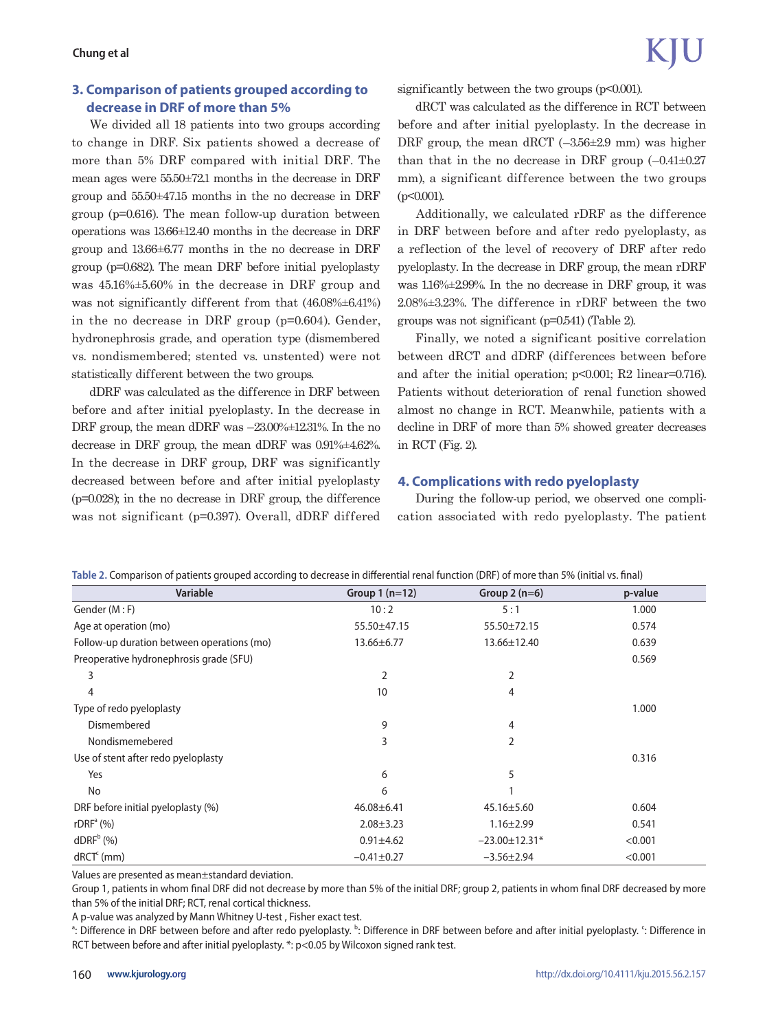### 3. Comparison of patients grouped according to decrease in DRF of more than 5%

We divided all 18 patients into two groups according to change in DRF. Six patients showed a decrease of more than 5% DRF compared with initial DRF. The mean ages were 55.50±72.1 months in the decrease in DRF group and 55.50±47.15 months in the no decrease in DRF group (p=0.616). The mean follow-up duration between operations was 13.66±12.40 months in the decrease in DRF group and 13.66±6.77 months in the no decrease in DRF group (p=0.682). The mean DRF before initial pyeloplasty was 45.16%±5.60% in the decrease in DRF group and was not significantly different from that (46.08%±6.41%) in the no decrease in DRF group (p=0.604). Gender, hydronephrosis grade, and operation type (dismembered vs. nondismembered; stented vs. unstented) were not statistically different between the two groups.

dDRF was calculated as the difference in DRF between before and after initial pyeloplasty. In the decrease in DRF group, the mean dDRF was −23.00%±12.31%. In the no decrease in DRF group, the mean dDRF was 0.91%±4.62%. In the decrease in DRF group, DRF was significantly decreased between before and after initial pyeloplasty (p=0.028); in the no decrease in DRF group, the difference was not significant (p=0.397). Overall, dDRF differed significantly between the two groups (p<0.001).

dRCT was calculated as the difference in RCT between before and after initial pyeloplasty. In the decrease in DRF group, the mean dRCT (−3.56±2.9 mm) was higher than that in the no decrease in DRF group (−0.41±0.27 mm), a significant difference between the two groups (p<0.001).

Additionally, we calculated rDRF as the difference in DRF between before and after redo pyeloplasty, as a reflection of the level of recovery of DRF after redo pyeloplasty. In the decrease in DRF group, the mean rDRF was 1.16%±2.99%. In the no decrease in DRF group, it was 2.08%±3.23%. The difference in rDRF between the two groups was not significant (p=0.541) (Table 2).

Finally, we noted a significant positive correlation between dRCT and dDRF (differences between before and after the initial operation; p<0.001; R2 linear=0.716). Patients without deterioration of renal function showed almost no change in RCT. Meanwhile, patients with a decline in DRF of more than 5% showed greater decreases in RCT (Fig. 2).

### 4. Complications with redo pyeloplasty

During the follow-up period, we observed one complication associated with redo pyeloplasty. The patient

**Table 2.** Comparison of patients grouped according to decrease in differential renal function (DRF) of more than 5% (initial vs. final)

| Variable | Group 1 (n=12) | Group 2 (n=6) | p-value |
|---|---|---|---|
| Gender (M : F) | 10 : 2 | 5 : 1 | 1.000 |
| Age at operation (mo) | 55.50±47.15 | 55.50±72.15 | 0.574 |
| Follow-up duration between operations (mo) | 13.66±6.77 | 13.66±12.40 | 0.639 |
| Preoperative hydronephrosis grade (SFU) | | | 0.569 |
| 3 | 2 | 2 | |
| 4 | 10 | 4 | |
| Type of redo pyeloplasty | | | 1.000 |
| Dismembered | 9 | 4 | |
| Nondismemebered | 3 | 2 | |
| Use of stent after redo pyeloplasty | | | 0.316 |
| Yes | 6 | 5 | |
| No | 6 | 1 | |
| DRF before initial pyeloplasty (%) | 46.08±6.41 | 45.16±5.60 | 0.604 |
| rDRF[a] (%) | 2.08±3.23 | 1.16±2.99 | 0.541 |
| dDRF[b] (%) | 0.91±4.62 | −23.00±12.31* | <0.001 |
| dRCT[c] (mm) | −0.41±0.27 | −3.56±2.94 | <0.001 |

Values are presented as mean±standard deviation.

Group 1, patients in whom final DRF did not decrease by more than 5% of the initial DRF; group 2, patients in whom final DRF decreased by more than 5% of the initial DRF; RCT, renal cortical thickness.

A p-value was analyzed by Mann Whitney U-test , Fisher exact test.

[a]: Difference in DRF between before and after redo pyeloplasty. [b]: Difference in DRF between before and after initial pyeloplasty. [c]: Difference in RCT between before and after initial pyeloplasty. *: p<0.05 by Wilcoxon signed rank test.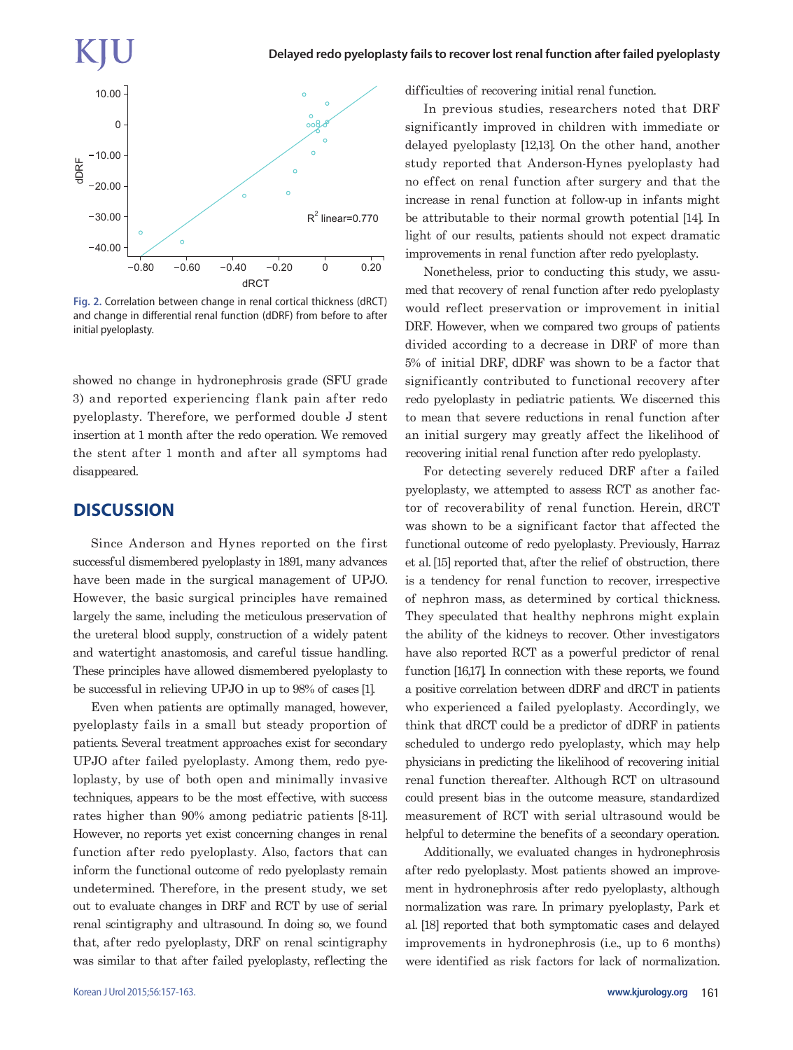Fig. 2. Correlation between change in renal cortical thickness (dRCT) and change in differential renal function (dDRF) from before to after initial pyeloplasty.

showed no change in hydronephrosis grade (SFU grade 3) and reported experiencing flank pain after redo pyeloplasty. Therefore, we performed double J stent insertion at 1 month after the redo operation. We removed the stent after 1 month and after all symptoms had disappeared.

## DISCUSSION

Since Anderson and Hynes reported on the first successful dismembered pyeloplasty in 1891, many advances have been made in the surgical management of UPJO. However, the basic surgical principles have remained largely the same, including the meticulous preservation of the ureteral blood supply, construction of a widely patent and watertight anastomosis, and careful tissue handling. These principles have allowed dismembered pyeloplasty to be successful in relieving UPJO in up to 98% of cases [1].

Even when patients are optimally managed, however, pyeloplasty fails in a small but steady proportion of patients. Several treatment approaches exist for secondary UPJO after failed pyeloplasty. Among them, redo pyeloplasty, by use of both open and minimally invasive techniques, appears to be the most effective, with success rates higher than 90% among pediatric patients [8-11]. However, no reports yet exist concerning changes in renal function after redo pyeloplasty. Also, factors that can inform the functional outcome of redo pyeloplasty remain undetermined. Therefore, in the present study, we set out to evaluate changes in DRF and RCT by use of serial renal scintigraphy and ultrasound. In doing so, we found that, after redo pyeloplasty, DRF on renal scintigraphy was similar to that after failed pyeloplasty, reflecting the difficulties of recovering initial renal function.

In previous studies, researchers noted that DRF significantly improved in children with immediate or delayed pyeloplasty [12,13]. On the other hand, another study reported that Anderson-Hynes pyeloplasty had no effect on renal function after surgery and that the increase in renal function at follow-up in infants might be attributable to their normal growth potential [14]. In light of our results, patients should not expect dramatic improvements in renal function after redo pyeloplasty.

Nonetheless, prior to conducting this study, we assumed that recovery of renal function after redo pyeloplasty would reflect preservation or improvement in initial DRF. However, when we compared two groups of patients divided according to a decrease in DRF of more than 5% of initial DRF, dDRF was shown to be a factor that significantly contributed to functional recovery after redo pyeloplasty in pediatric patients. We discerned this to mean that severe reductions in renal function after an initial surgery may greatly affect the likelihood of recovering initial renal function after redo pyeloplasty.

For detecting severely reduced DRF after a failed pyeloplasty, we attempted to assess RCT as another factor of recoverability of renal function. Herein, dRCT was shown to be a significant factor that affected the functional outcome of redo pyeloplasty. Previously, Harraz et al. [15] reported that, after the relief of obstruction, there is a tendency for renal function to recover, irrespective of nephron mass, as determined by cortical thickness. They speculated that healthy nephrons might explain the ability of the kidneys to recover. Other investigators have also reported RCT as a powerful predictor of renal function [16,17]. In connection with these reports, we found a positive correlation between dDRF and dRCT in patients who experienced a failed pyeloplasty. Accordingly, we think that dRCT could be a predictor of dDRF in patients scheduled to undergo redo pyeloplasty, which may help physicians in predicting the likelihood of recovering initial renal function thereafter. Although RCT on ultrasound could present bias in the outcome measure, standardized measurement of RCT with serial ultrasound would be helpful to determine the benefits of a secondary operation.

Additionally, we evaluated changes in hydronephrosis after redo pyeloplasty. Most patients showed an improvement in hydronephrosis after redo pyeloplasty, although normalization was rare. In primary pyeloplasty, Park et al. [18] reported that both symptomatic cases and delayed improvements in hydronephrosis (i.e., up to 6 months) were identified as risk factors for lack of normalization.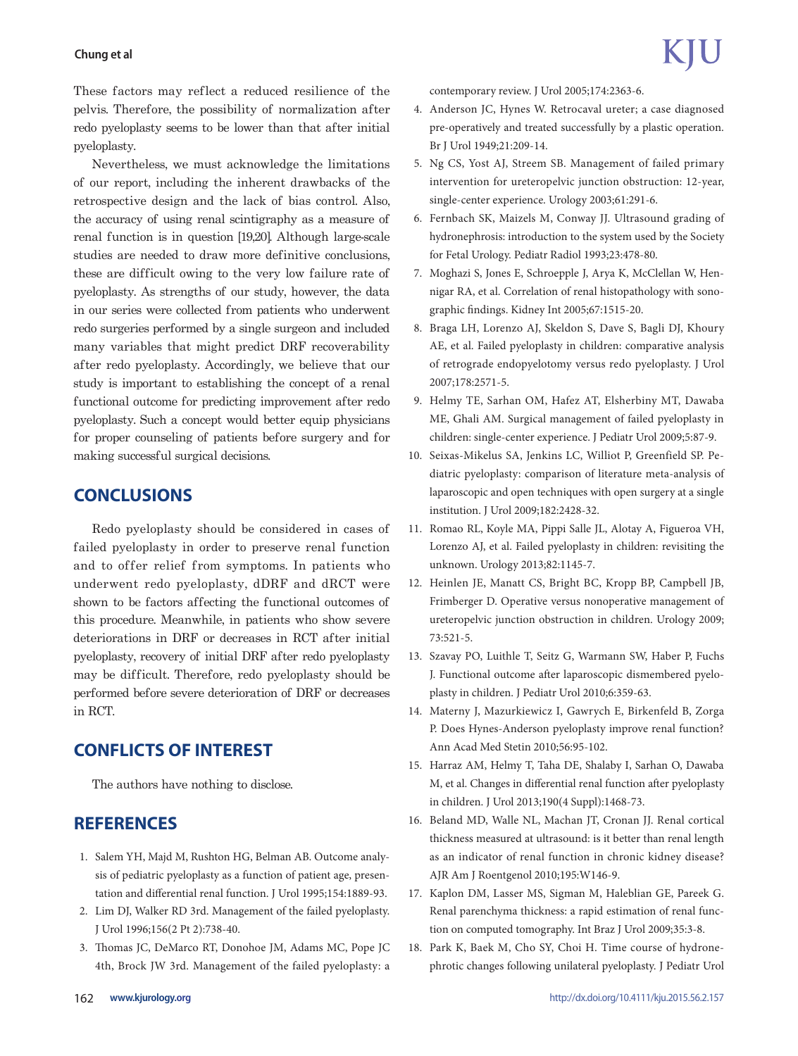These factors may reflect a reduced resilience of the pelvis. Therefore, the possibility of normalization after redo pyeloplasty seems to be lower than that after initial pyeloplasty.

Nevertheless, we must acknowledge the limitations of our report, including the inherent drawbacks of the retrospective design and the lack of bias control. Also, the accuracy of using renal scintigraphy as a measure of renal function is in question [19,20]. Although large-scale studies are needed to draw more definitive conclusions, these are difficult owing to the very low failure rate of pyeloplasty. As strengths of our study, however, the data in our series were collected from patients who underwent redo surgeries performed by a single surgeon and included many variables that might predict DRF recoverability after redo pyeloplasty. Accordingly, we believe that our study is important to establishing the concept of a renal functional outcome for predicting improvement after redo pyeloplasty. Such a concept would better equip physicians for proper counseling of patients before surgery and for making successful surgical decisions.

## CONCLUSIONS

Redo pyeloplasty should be considered in cases of failed pyeloplasty in order to preserve renal function and to offer relief from symptoms. In patients who underwent redo pyeloplasty, dDRF and dRCT were shown to be factors affecting the functional outcomes of this procedure. Meanwhile, in patients who show severe deteriorations in DRF or decreases in RCT after initial pyeloplasty, recovery of initial DRF after redo pyeloplasty may be difficult. Therefore, redo pyeloplasty should be performed before severe deterioration of DRF or decreases in RCT.

## CONFLICTS OF INTEREST

The authors have nothing to disclose.

## REFERENCES

1. Salem YH, Majd M, Rushton HG, Belman AB. Outcome analysis of pediatric pyeloplasty as a function of patient age, presentation and differential renal function. J Urol 1995;154:1889-93.
2. Lim DJ, Walker RD 3rd. Management of the failed pyeloplasty. J Urol 1996;156(2 Pt 2):738-40.
3. Thomas JC, DeMarco RT, Donohoe JM, Adams MC, Pope JC 4th, Brock JW 3rd. Management of the failed pyeloplasty: a contemporary review. J Urol 2005;174:2363-6.
4. Anderson JC, Hynes W. Retrocaval ureter; a case diagnosed pre-operatively and treated successfully by a plastic operation. Br J Urol 1949;21:209-14.
5. Ng CS, Yost AJ, Streem SB. Management of failed primary intervention for ureteropelvic junction obstruction: 12-year, single-center experience. Urology 2003;61:291-6.
6. Fernbach SK, Maizels M, Conway JJ. Ultrasound grading of hydronephrosis: introduction to the system used by the Society for Fetal Urology. Pediatr Radiol 1993;23:478-80.
7. Moghazi S, Jones E, Schroepple J, Arya K, McClellan W, Hennigar RA, et al. Correlation of renal histopathology with sonographic findings. Kidney Int 2005;67:1515-20.
8. Braga LH, Lorenzo AJ, Skeldon S, Dave S, Bagli DJ, Khoury AE, et al. Failed pyeloplasty in children: comparative analysis of retrograde endopyelotomy versus redo pyeloplasty. J Urol 2007;178:2571-5.
9. Helmy TE, Sarhan OM, Hafez AT, Elsherbiny MT, Dawaba ME, Ghali AM. Surgical management of failed pyeloplasty in children: single-center experience. J Pediatr Urol 2009;5:87-9.
10. Seixas-Mikelus SA, Jenkins LC, Williot P, Greenfield SP. Pediatric pyeloplasty: comparison of literature meta-analysis of laparoscopic and open techniques with open surgery at a single institution. J Urol 2009;182:2428-32.
11. Romao RL, Koyle MA, Pippi Salle JL, Alotay A, Figueroa VH, Lorenzo AJ, et al. Failed pyeloplasty in children: revisiting the unknown. Urology 2013;82:1145-7.
12. Heinlen JE, Manatt CS, Bright BC, Kropp BP, Campbell JB, Frimberger D. Operative versus nonoperative management of ureteropelvic junction obstruction in children. Urology 2009; 73:521-5.
13. Szavay PO, Luithle T, Seitz G, Warmann SW, Haber P, Fuchs J. Functional outcome after laparoscopic dismembered pyeloplasty in children. J Pediatr Urol 2010;6:359-63.
14. Materny J, Mazurkiewicz I, Gawrych E, Birkenfeld B, Zorga P. Does Hynes-Anderson pyeloplasty improve renal function? Ann Acad Med Stetin 2010;56:95-102.
15. Harraz AM, Helmy T, Taha DE, Shalaby I, Sarhan O, Dawaba M, et al. Changes in differential renal function after pyeloplasty in children. J Urol 2013;190(4 Suppl):1468-73.
16. Beland MD, Walle NL, Machan JT, Cronan JJ. Renal cortical thickness measured at ultrasound: is it better than renal length as an indicator of renal function in chronic kidney disease? AJR Am J Roentgenol 2010;195:W146-9.
17. Kaplon DM, Lasser MS, Sigman M, Haleblian GE, Pareek G. Renal parenchyma thickness: a rapid estimation of renal function on computed tomography. Int Braz J Urol 2009;35:3-8.
18. Park K, Baek M, Cho SY, Choi H. Time course of hydronephrotic changes following unilateral pyeloplasty. J Pediatr Urol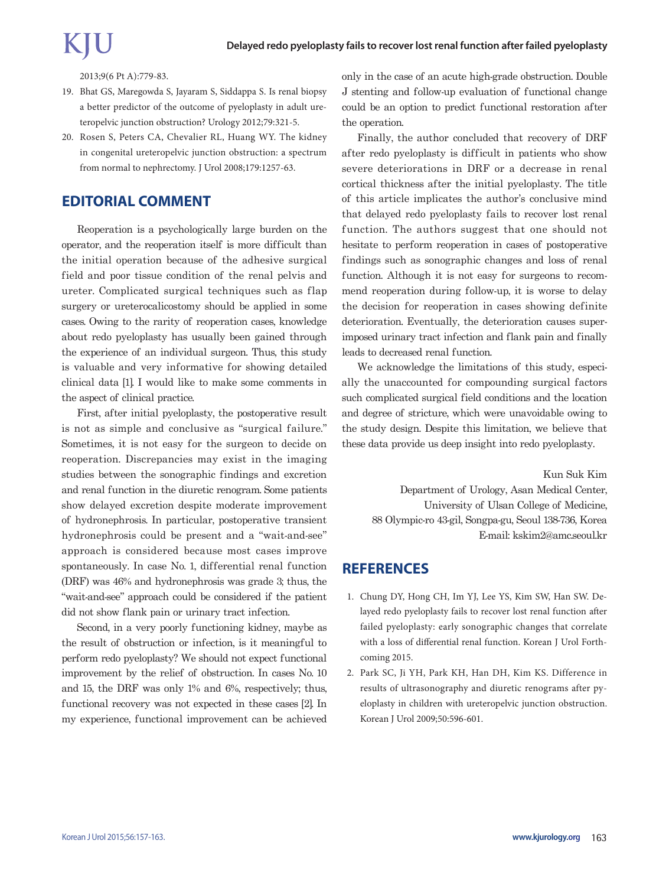2013;9(6 Pt A):779-83.

19. Bhat GS, Maregowda S, Jayaram S, Siddappa S. Is renal biopsy a better predictor of the outcome of pyeloplasty in adult ureteropelvic junction obstruction? Urology 2012;79:321-5.
20. Rosen S, Peters CA, Chevalier RL, Huang WY. The kidney in congenital ureteropelvic junction obstruction: a spectrum from normal to nephrectomy. J Urol 2008;179:1257-63.

## EDITORIAL COMMENT

Reoperation is a psychologically large burden on the operator, and the reoperation itself is more difficult than the initial operation because of the adhesive surgical field and poor tissue condition of the renal pelvis and ureter. Complicated surgical techniques such as flap surgery or ureterocalicostomy should be applied in some cases. Owing to the rarity of reoperation cases, knowledge about redo pyeloplasty has usually been gained through the experience of an individual surgeon. Thus, this study is valuable and very informative for showing detailed clinical data [1]. I would like to make some comments in the aspect of clinical practice.

First, after initial pyeloplasty, the postoperative result is not as simple and conclusive as "surgical failure." Sometimes, it is not easy for the surgeon to decide on reoperation. Discrepancies may exist in the imaging studies between the sonographic findings and excretion and renal function in the diuretic renogram. Some patients show delayed excretion despite moderate improvement of hydronephrosis. In particular, postoperative transient hydronephrosis could be present and a "wait-and-see" approach is considered because most cases improve spontaneously. In case No. 1, differential renal function (DRF) was 46% and hydronephrosis was grade 3; thus, the "wait-and-see" approach could be considered if the patient did not show flank pain or urinary tract infection.

Second, in a very poorly functioning kidney, maybe as the result of obstruction or infection, is it meaningful to perform redo pyeloplasty? We should not expect functional improvement by the relief of obstruction. In cases No. 10 and 15, the DRF was only 1% and 6%, respectively; thus, functional recovery was not expected in these cases [2]. In my experience, functional improvement can be achieved only in the case of an acute high-grade obstruction. Double J stenting and follow-up evaluation of functional change could be an option to predict functional restoration after the operation.

Finally, the author concluded that recovery of DRF after redo pyeloplasty is difficult in patients who show severe deteriorations in DRF or a decrease in renal cortical thickness after the initial pyeloplasty. The title of this article implicates the author's conclusive mind that delayed redo pyeloplasty fails to recover lost renal function. The authors suggest that one should not hesitate to perform reoperation in cases of postoperative findings such as sonographic changes and loss of renal function. Although it is not easy for surgeons to recommend reoperation during follow-up, it is worse to delay the decision for reoperation in cases showing definite deterioration. Eventually, the deterioration causes superimposed urinary tract infection and flank pain and finally leads to decreased renal function.

We acknowledge the limitations of this study, especially the unaccounted for compounding surgical factors such complicated surgical field conditions and the location and degree of stricture, which were unavoidable owing to the study design. Despite this limitation, we believe that these data provide us deep insight into redo pyeloplasty.

Kun Suk Kim
Department of Urology, Asan Medical Center,
University of Ulsan College of Medicine,
88 Olympic-ro 43-gil, Songpa-gu, Seoul 138-736, Korea
E-mail: kskim2@amc.seoul.kr

## REFERENCES

1. Chung DY, Hong CH, Im YJ, Lee YS, Kim SW, Han SW. Delayed redo pyeloplasty fails to recover lost renal function after failed pyeloplasty: early sonographic changes that correlate with a loss of differential renal function. Korean J Urol Forthcoming 2015.
2. Park SC, Ji YH, Park KH, Han DH, Kim KS. Difference in results of ultrasonography and diuretic renograms after pyeloplasty in children with ureteropelvic junction obstruction. Korean J Urol 2009;50:596-601.